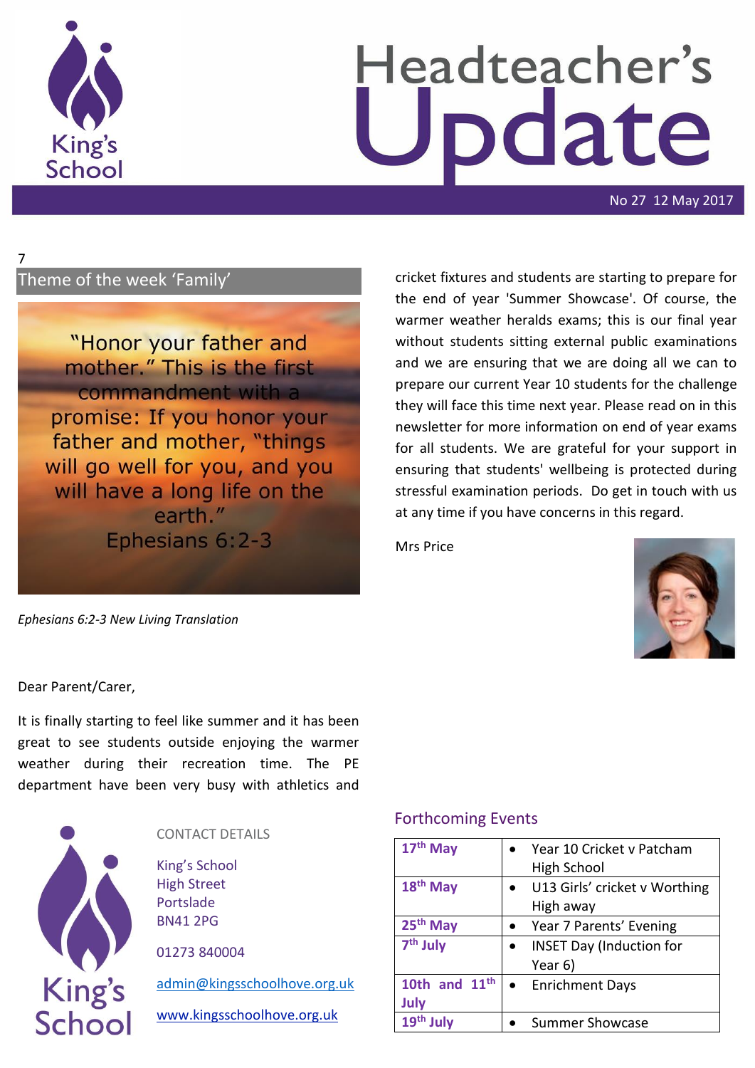# Headteacher's Update

No 27 12 May 2017

7

## Theme of the week 'Family'

"Honor your father and mother." This is the first commandment with a promise: If you honor your father and mother, "things will go well for you, and you will have a long life on the earth."
Ephesians 6:2-3

*Ephesians 6:2-3 New Living Translation*

Dear Parent/Carer,

It is finally starting to feel like summer and it has been great to see students outside enjoying the warmer weather during their recreation time. The PE department have been very busy with athletics and cricket fixtures and students are starting to prepare for the end of year 'Summer Showcase'. Of course, the warmer weather heralds exams; this is our final year without students sitting external public examinations and we are ensuring that we are doing all we can to prepare our current Year 10 students for the challenge they will face this time next year. Please read on in this newsletter for more information on end of year exams for all students. We are grateful for your support in ensuring that students' wellbeing is protected during stressful examination periods. Do get in touch with us at any time if you have concerns in this regard.

Mrs Price

CONTACT DETAILS

King's School
High Street
Portslade
BN41 2PG

01273 840004

admin@kingsschoolhove.org.uk

www.kingsschoolhove.org.uk

## Forthcoming Events

| Date | Event |
|---|---|
| 17th May | • Year 10 Cricket v Patcham High School |
| 18th May | • U13 Girls' cricket v Worthing High away |
| 25th May | • Year 7 Parents' Evening |
| 7th July | • INSET Day (Induction for Year 6) |
| 10th and 11th July | • Enrichment Days |
| 19th July | • Summer Showcase |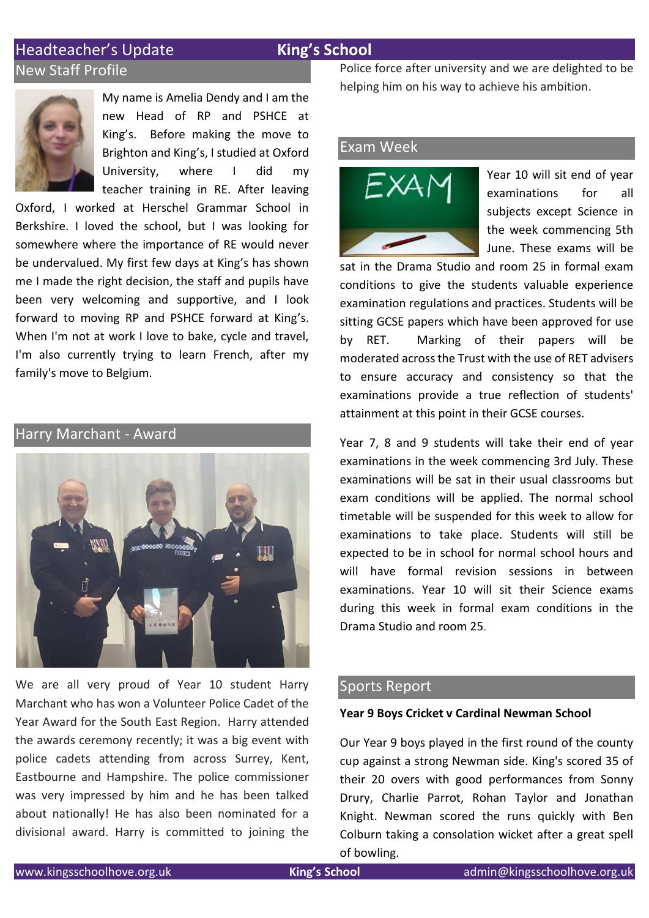## New Staff Profile

My name is Amelia Dendy and I am the new Head of RP and PSHCE at King's. Before making the move to Brighton and King's, I studied at Oxford University, where I did my teacher training in RE. After leaving Oxford, I worked at Herschel Grammar School in Berkshire. I loved the school, but I was looking for somewhere where the importance of RE would never be undervalued. My first few days at King's has shown me I made the right decision, the staff and pupils have been very welcoming and supportive, and I look forward to moving RP and PSHCE forward at King's. When I'm not at work I love to bake, cycle and travel, I'm also currently trying to learn French, after my family's move to Belgium.

## Harry Marchant - Award

We are all very proud of Year 10 student Harry Marchant who has won a Volunteer Police Cadet of the Year Award for the South East Region. Harry attended the awards ceremony recently; it was a big event with police cadets attending from across Surrey, Kent, Eastbourne and Hampshire. The police commissioner was very impressed by him and he has been talked about nationally! He has also been nominated for a divisional award. Harry is committed to joining the Police force after university and we are delighted to be helping him on his way to achieve his ambition.

## Exam Week

Year 10 will sit end of year examinations for all subjects except Science in the week commencing 5th June. These exams will be sat in the Drama Studio and room 25 in formal exam conditions to give the students valuable experience examination regulations and practices. Students will be sitting GCSE papers which have been approved for use by RET. Marking of their papers will be moderated across the Trust with the use of RET advisers to ensure accuracy and consistency so that the examinations provide a true reflection of students' attainment at this point in their GCSE courses.

Year 7, 8 and 9 students will take their end of year examinations in the week commencing 3rd July. These examinations will be sat in their usual classrooms but exam conditions will be applied. The normal school timetable will be suspended for this week to allow for examinations to take place. Students will still be expected to be in school for normal school hours and will have formal revision sessions in between examinations. Year 10 will sit their Science exams during this week in formal exam conditions in the Drama Studio and room 25.

## Sports Report

**Year 9 Boys Cricket v Cardinal Newman School**

Our Year 9 boys played in the first round of the county cup against a strong Newman side. King's scored 35 of their 20 overs with good performances from Sonny Drury, Charlie Parrot, Rohan Taylor and Jonathan Knight. Newman scored the runs quickly with Ben Colburn taking a consolation wicket after a great spell of bowling.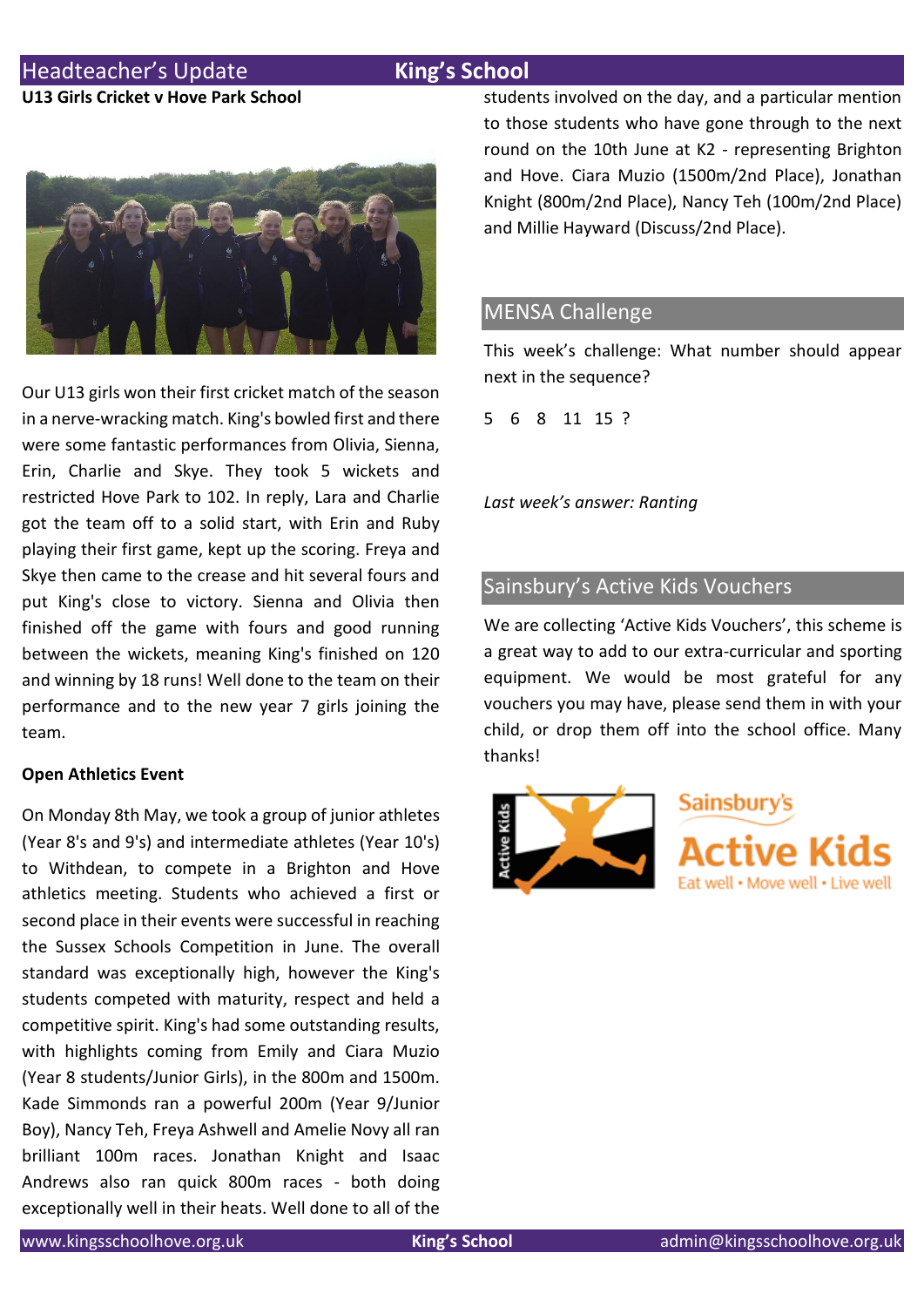## U13 Girls Cricket v Hove Park School

Our U13 girls won their first cricket match of the season in a nerve-wracking match. King's bowled first and there were some fantastic performances from Olivia, Sienna, Erin, Charlie and Skye. They took 5 wickets and restricted Hove Park to 102. In reply, Lara and Charlie got the team off to a solid start, with Erin and Ruby playing their first game, kept up the scoring. Freya and Skye then came to the crease and hit several fours and put King's close to victory. Sienna and Olivia then finished off the game with fours and good running between the wickets, meaning King's finished on 120 and winning by 18 runs! Well done to the team on their performance and to the new year 7 girls joining the team.

**Open Athletics Event**

On Monday 8th May, we took a group of junior athletes (Year 8's and 9's) and intermediate athletes (Year 10's) to Withdean, to compete in a Brighton and Hove athletics meeting. Students who achieved a first or second place in their events were successful in reaching the Sussex Schools Competition in June. The overall standard was exceptionally high, however the King's students competed with maturity, respect and held a competitive spirit. King's had some outstanding results, with highlights coming from Emily and Ciara Muzio (Year 8 students/Junior Girls), in the 800m and 1500m. Kade Simmonds ran a powerful 200m (Year 9/Junior Boy), Nancy Teh, Freya Ashwell and Amelie Novy all ran brilliant 100m races. Jonathan Knight and Isaac Andrews also ran quick 800m races - both doing exceptionally well in their heats. Well done to all of the students involved on the day, and a particular mention to those students who have gone through to the next round on the 10th June at K2 - representing Brighton and Hove. Ciara Muzio (1500m/2nd Place), Jonathan Knight (800m/2nd Place), Nancy Teh (100m/2nd Place) and Millie Hayward (Discuss/2nd Place).

## MENSA Challenge

This week's challenge: What number should appear next in the sequence?

5 6 8 11 15 ?

*Last week's answer: Ranting*

## Sainsbury's Active Kids Vouchers

We are collecting 'Active Kids Vouchers', this scheme is a great way to add to our extra-curricular and sporting equipment. We would be most grateful for any vouchers you may have, please send them in with your child, or drop them off into the school office. Many thanks!

Sainsbury's Active Kids
Eat well • Move well • Live well